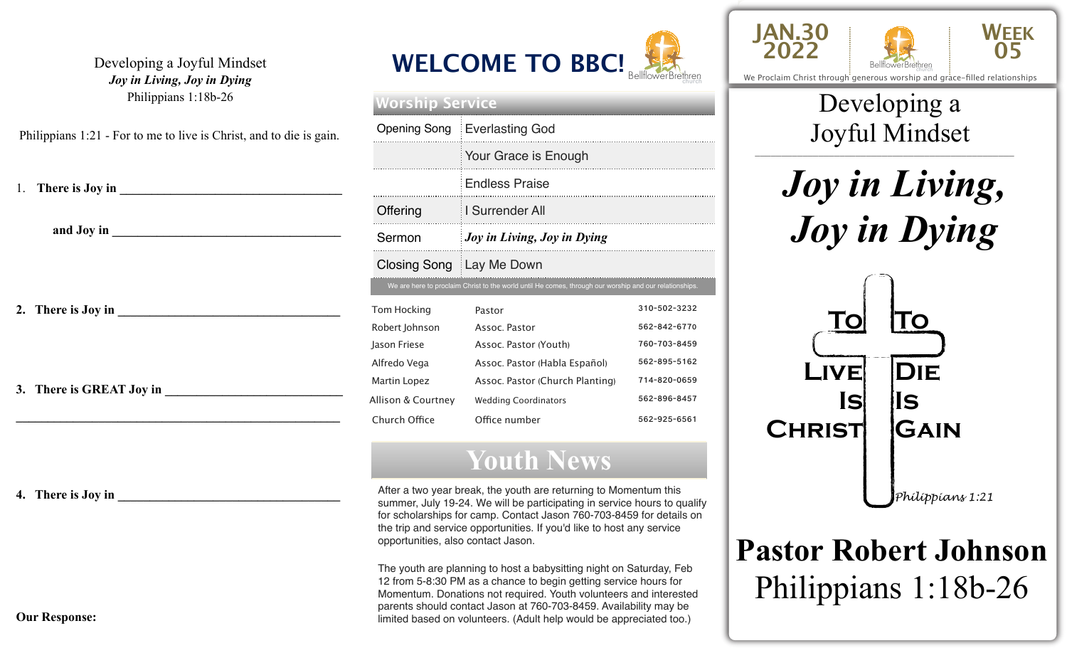Developing a Joyful Mindset
*Joy in Living, Joy in Dying*
Philippians 1:18b-26

Philippians 1:21 - For to me to live is Christ, and to die is gain.

1. **There is Joy in \_\_\_\_\_\_\_\_\_\_\_\_\_\_\_\_\_\_\_\_\_\_\_\_\_\_\_\_\_\_\_\_\_\_**

   **and Joy in \_\_\_\_\_\_\_\_\_\_\_\_\_\_\_\_\_\_\_\_\_\_\_\_\_\_\_\_\_\_\_\_\_\_\_\_**

2. **There is Joy in \_\_\_\_\_\_\_\_\_\_\_\_\_\_\_\_\_\_\_\_\_\_\_\_\_\_\_\_\_\_\_\_\_\_**

3. **There is GREAT Joy in \_\_\_\_\_\_\_\_\_\_\_\_\_\_\_\_\_\_\_\_\_\_\_\_\_\_\_\_**

   \_\_\_\_\_\_\_\_\_\_\_\_\_\_\_\_\_\_\_\_\_\_\_\_\_\_\_\_\_\_\_\_\_\_\_\_\_\_\_\_\_\_\_\_\_\_\_\_\_\_

4. **There is Joy in \_\_\_\_\_\_\_\_\_\_\_\_\_\_\_\_\_\_\_\_\_\_\_\_\_\_\_\_\_\_\_\_\_\_**

**Our Response:**

# WELCOME TO BBC!

Bellflower Brethren church

## Worship Service

| | |
|---|---|
| Opening Song | Everlasting God |
| | Your Grace is Enough |
| | Endless Praise |
| Offering | I Surrender All |
| Sermon | ***Joy in Living, Joy in Dying*** |
| Closing Song | Lay Me Down |

We are here to proclaim Christ to the world until He comes, through our worship and our relationships.

| | | |
|---|---|---|
| Tom Hocking | Pastor | 310-502-3232 |
| Robert Johnson | Assoc. Pastor | 562-842-6770 |
| Jason Friese | Assoc. Pastor (Youth) | 760-703-8459 |
| Alfredo Vega | Assoc. Pastor (Habla Español) | 562-895-5162 |
| Martin Lopez | Assoc. Pastor (Church Planting) | 714-820-0659 |
| Allison & Courtney | Wedding Coordinators | 562-896-8457 |
| Church Office | Office number | 562-925-6561 |

## Youth News

After a two year break, the youth are returning to Momentum this summer, July 19-24. We will be participating in service hours to qualify for scholarships for camp. Contact Jason 760-703-8459 for details on the trip and service opportunities. If you'd like to host any service opportunities, also contact Jason.

The youth are planning to host a babysitting night on Saturday, Feb 12 from 5-8:30 PM as a chance to begin getting service hours for Momentum. Donations not required. Youth volunteers and interested parents should contact Jason at 760-703-8459. Availability may be limited based on volunteers. (Adult help would be appreciated too.)

JAN.30 2022 | Bellflower Brethren church | WEEK 05

We Proclaim Christ through generous worship and grace-filled relationships

# Developing a Joyful Mindset

# *Joy in Living, Joy in Dying*

To Live Is Christ — To Die Is Gain

*Philippians 1:21*

## Pastor Robert Johnson

Philippians 1:18b-26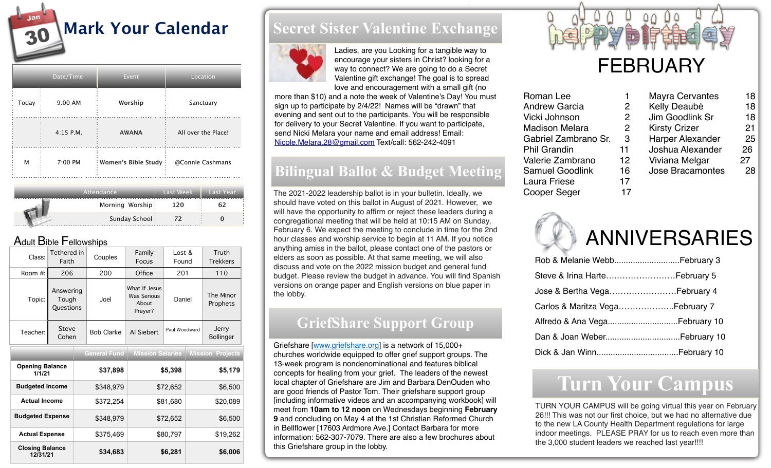# Mark Your Calendar

| Date/Time | | Event | Location |
|---|---|---|---|
| Today | 9:00 AM | Worship | Sanctuary |
| | 4:15 P.M. | AWANA | All over the Place! |
| M | 7:00 PM | Women's Bible Study | @Connie Cashmans |

| Attendance | Last Week | Last Year |
|---|---|---|
| Morning Worship | 120 | 62 |
| Sunday School | 72 | 0 |

## Adult Bible Fellowships

| Class: | Tethered in Faith | Couples | Family Focus | Lost & Found | Truth Trekkers |
|---|---|---|---|---|---|
| Room #: | 206 | 200 | Office | 201 | 110 |
| Topic: | Answering Tough Questions | Joel | What If Jesus Was Serious About Prayer? | Daniel | The Minor Prophets |
| Teacher: | Steve Cohen | Bob Clarke | Al Siebert | Paul Woodward | Jerry Bollinger |

| | General Fund | Mission Salaries | Mission Projects |
|---|---|---|---|
| Opening Balance 1/1/21 | $37,898 | $5,398 | $5,179 |
| Budgeted Income | $348,979 | $72,652 | $6,500 |
| Actual Income | $372,254 | $81,680 | $20,089 |
| Budgeted Expense | $348,979 | $72,652 | $6,500 |
| Actual Expense | $375,469 | $80,797 | $19,262 |
| Closing Balance 12/31/21 | $34,683 | $6,281 | $6,006 |

## Secret Sister Valentine Exchange

Ladies, are you Looking for a tangible way to encourage your sisters in Christ? looking for a way to connect? We are going to do a Secret Valentine gift exchange! The goal is to spread love and encouragement with a small gift (no more than $10) and a note the week of Valentine's Day! You must sign up to participate by 2/4/22! Names will be "drawn" that evening and sent out to the participants. You will be responsible for delivery to your Secret Valentine. If you want to participate, send Nicki Melara your name and email address! Email: Nicole.Melara.28@gmail.com Text/call: 562-242-4091

## Bilingual Ballot & Budget Meeting

The 2021-2022 leadership ballot is in your bulletin. Ideally, we should have voted on this ballot in August of 2021. However, we will have the opportunity to affirm or reject these leaders during a congregational meeting that will be held at 10:15 AM on Sunday, February 6. We expect the meeting to conclude in time for the 2nd hour classes and worship service to begin at 11 AM. If you notice anything amiss in the ballot, please contact one of the pastors or elders as soon as possible. At that same meeting, we will also discuss and vote on the 2022 mission budget and general fund budget. Please review the budget in advance. You will find Spanish versions on orange paper and English versions on blue paper in the lobby.

## GriefShare Support Group

Griefshare [www.griefshare.org] is a network of 15,000+ churches worldwide equipped to offer grief support groups. The 13-week program is nondenominational and features biblical concepts for healing from your grief. The leaders of the newest local chapter of Griefshare are Jim and Barbara DenOuden who are good friends of Pastor Tom. Their griefshare support group [including informative videos and an accompanying workbook] will meet from **10am to 12 noon** on Wednesdays beginning **February 9** and concluding on May 4 at the 1st Christian Reformed Church in Bellflower [17603 Ardmore Ave.] Contact Barbara for more information: 562-307-7079. There are also a few brochures about this Griefshare group in the lobby.

# happy birthday

## FEBRUARY

| | | | |
|---|---|---|---|
| Roman Lee | 1 | Mayra Cervantes | 18 |
| Andrew Garcia | 2 | Kelly Deaubé | 18 |
| Vicki Johnson | 2 | Jim Goodlink Sr | 18 |
| Madison Melara | 2 | Kirsty Crizer | 21 |
| Gabriel Zambrano Sr. | 3 | Harper Alexander | 25 |
| Phil Grandin | 11 | Joshua Alexander | 26 |
| Valerie Zambrano | 12 | Viviana Melgar | 27 |
| Samuel Goodlink | 16 | Jose Bracamontes | 28 |
| Laura Friese | 17 | | |
| Cooper Seger | 17 | | |

## ANNIVERSARIES

Rob & Melanie Webb............................February 3

Steve & Irina Harte.........................February 5

Jose & Bertha Vega........................February 4

Carlos & Maritza Vega...................February 7

Alfredo & Ana Vega..............................February 10

Dan & Joan Weber................................February 10

Dick & Jan Winn...................................February 10

## Turn Your Campus

TURN YOUR CAMPUS will be going virtual this year on February 26!!! This was not our first choice, but we had no alternative due to the new LA County Health Department regulations for large indoor meetings. PLEASE PRAY for us to reach even more than the 3,000 student leaders we reached last year!!!!